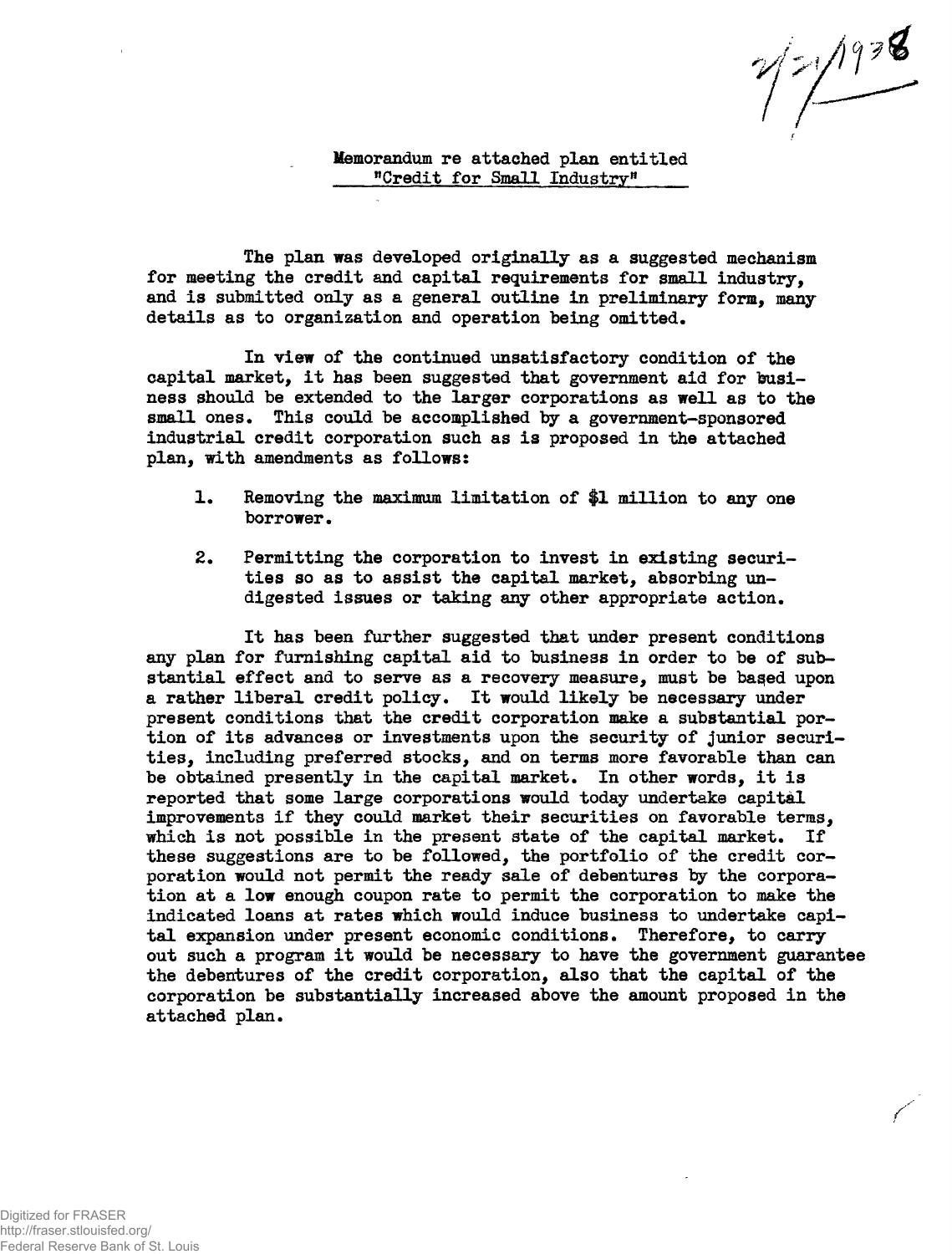2/21/1938

Memorandum re attached plan entitled
"Credit for Small Industry"

The plan was developed originally as a suggested mechanism for meeting the credit and capital requirements for small industry, and is submitted only as a general outline in preliminary form, many details as to organization and operation being omitted.

In view of the continued unsatisfactory condition of the capital market, it has been suggested that government aid for business should be extended to the larger corporations as well as to the small ones. This could be accomplished by a government-sponsored industrial credit corporation such as is proposed in the attached plan, with amendments as follows:

1. Removing the maximum limitation of $1 million to any one borrower.

2. Permitting the corporation to invest in existing securities so as to assist the capital market, absorbing undigested issues or taking any other appropriate action.

It has been further suggested that under present conditions any plan for furnishing capital aid to business in order to be of substantial effect and to serve as a recovery measure, must be based upon a rather liberal credit policy. It would likely be necessary under present conditions that the credit corporation make a substantial portion of its advances or investments upon the security of junior securities, including preferred stocks, and on terms more favorable than can be obtained presently in the capital market. In other words, it is reported that some large corporations would today undertake capital improvements if they could market their securities on favorable terms, which is not possible in the present state of the capital market. If these suggestions are to be followed, the portfolio of the credit corporation would not permit the ready sale of debentures by the corporation at a low enough coupon rate to permit the corporation to make the indicated loans at rates which would induce business to undertake capital expansion under present economic conditions. Therefore, to carry out such a program it would be necessary to have the government guarantee the debentures of the credit corporation, also that the capital of the corporation be substantially increased above the amount proposed in the attached plan.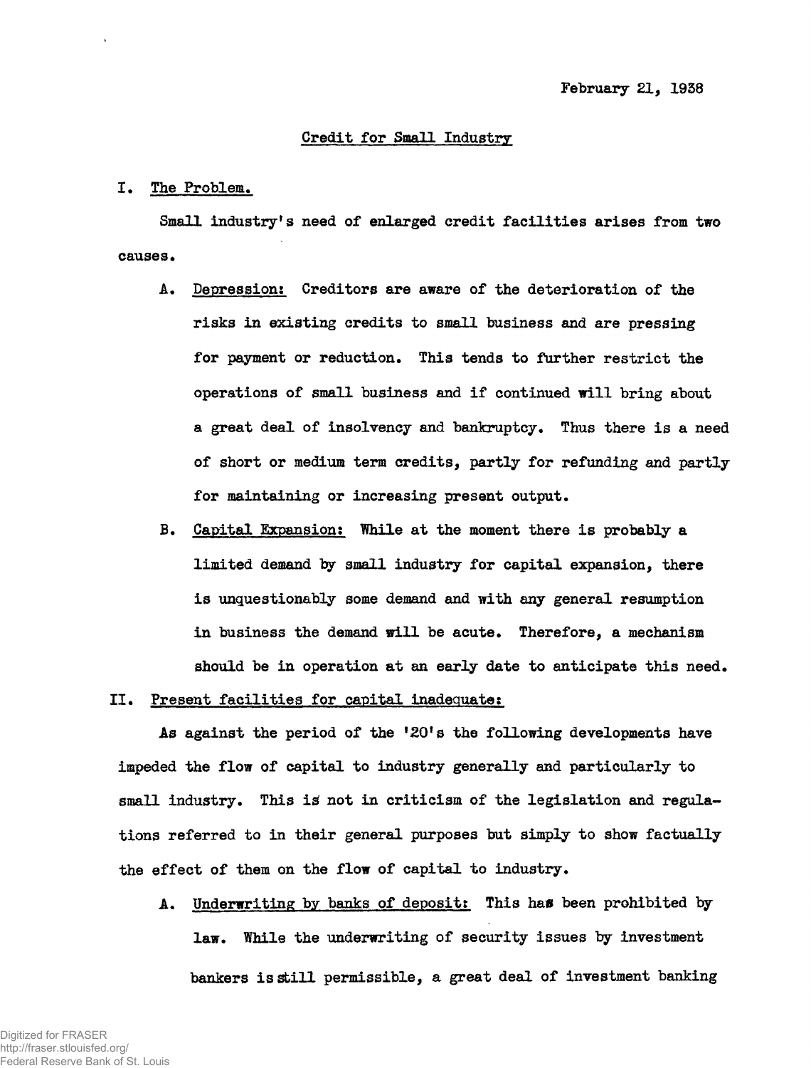February 21, 1938

## Credit for Small Industry

I. The Problem.

Small industry's need of enlarged credit facilities arises from two causes.

A. Depression: Creditors are aware of the deterioration of the risks in existing credits to small business and are pressing for payment or reduction. This tends to further restrict the operations of small business and if continued will bring about a great deal of insolvency and bankruptcy. Thus there is a need of short or medium term credits, partly for refunding and partly for maintaining or increasing present output.

B. Capital Expansion: While at the moment there is probably a limited demand by small industry for capital expansion, there is unquestionably some demand and with any general resumption in business the demand will be acute. Therefore, a mechanism should be in operation at an early date to anticipate this need.

II. Present facilities for capital inadequate:

As against the period of the '20's the following developments have impeded the flow of capital to industry generally and particularly to small industry. This is not in criticism of the legislation and regulations referred to in their general purposes but simply to show factually the effect of them on the flow of capital to industry.

A. Underwriting by banks of deposit: This has been prohibited by law. While the underwriting of security issues by investment bankers is still permissible, a great deal of investment banking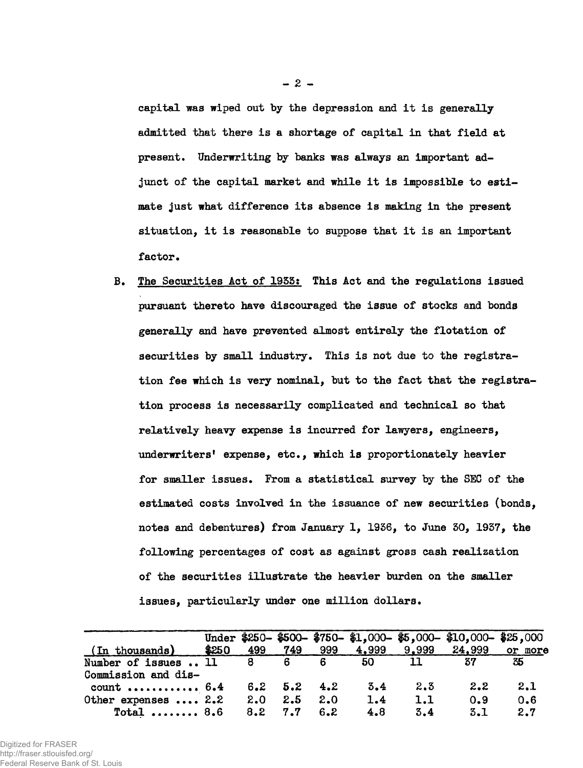capital was wiped out by the depression and it is generally admitted that there is a shortage of capital in that field at present. Underwriting by banks was always an important adjunct of the capital market and while it is impossible to estimate just what difference its absence is making in the present situation, it is reasonable to suppose that it is an important factor.

B. The Securities Act of 1933: This Act and the regulations issued pursuant thereto have discouraged the issue of stocks and bonds generally and have prevented almost entirely the flotation of securities by small industry. This is not due to the registration fee which is very nominal, but to the fact that the registration process is necessarily complicated and technical so that relatively heavy expense is incurred for lawyers, engineers, underwriters' expense, etc., which is proportionately heavier for smaller issues. From a statistical survey by the SEC of the estimated costs involved in the issuance of new securities (bonds, notes and debentures) from January 1, 1936, to June 30, 1937, the following percentages of cost as against gross cash realization of the securities illustrate the heavier burden on the smaller issues, particularly under one million dollars.

| (In thousands) | Under $250 | $250-499 | $500-749 | $750-999 | $1,000-4,999 | $5,000-9,999 | $10,000-24,999 | $25,000 or more |
|---|---|---|---|---|---|---|---|---|
| Number of issues | 11 | 8 | 6 | 6 | 50 | 11 | 37 | 35 |
| Commission and discount | 6.4 | 6.2 | 5.2 | 4.2 | 3.4 | 2.3 | 2.2 | 2.1 |
| Other expenses | 2.2 | 2.0 | 2.5 | 2.0 | 1.4 | 1.1 | 0.9 | 0.6 |
| Total | 8.6 | 8.2 | 7.7 | 6.2 | 4.8 | 3.4 | 3.1 | 2.7 |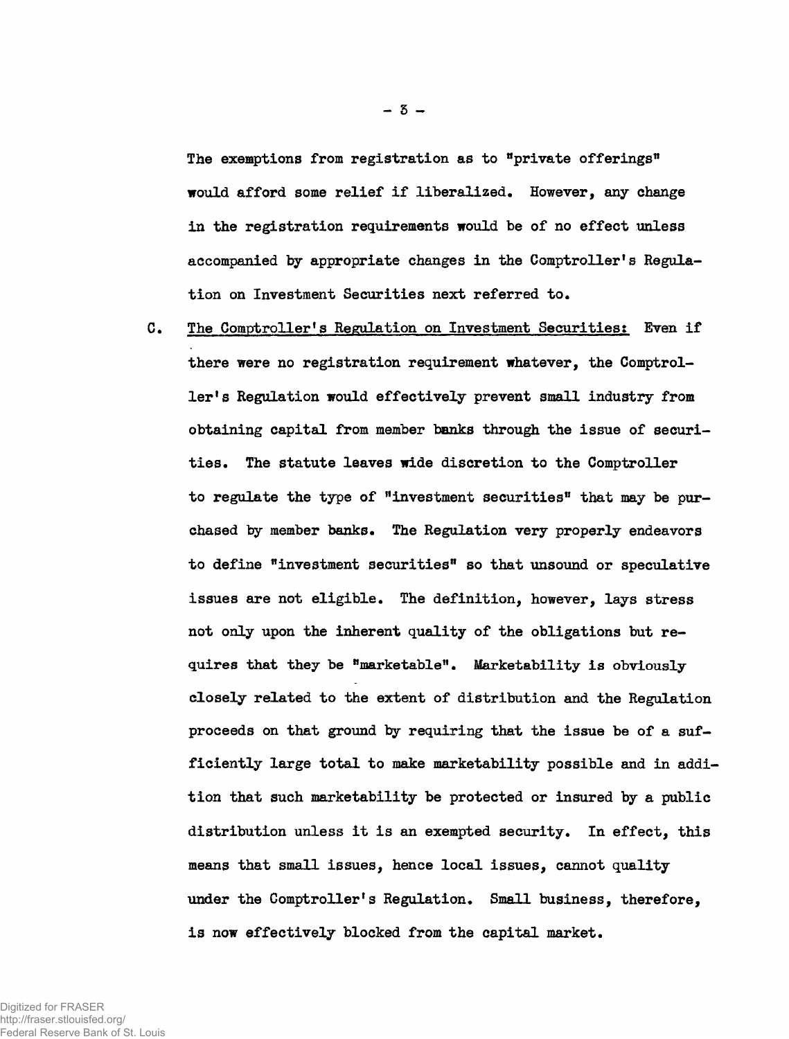The exemptions from registration as to "private offerings" would afford some relief if liberalized. However, any change in the registration requirements would be of no effect unless accompanied by appropriate changes in the Comptroller's Regulation on Investment Securities next referred to.

C. <u>The Comptroller's Regulation on Investment Securities:</u> Even if there were no registration requirement whatever, the Comptroller's Regulation would effectively prevent small industry from obtaining capital from member banks through the issue of securities. The statute leaves wide discretion to the Comptroller to regulate the type of "investment securities" that may be purchased by member banks. The Regulation very properly endeavors to define "investment securities" so that unsound or speculative issues are not eligible. The definition, however, lays stress not only upon the inherent quality of the obligations but requires that they be "marketable". Marketability is obviously closely related to the extent of distribution and the Regulation proceeds on that ground by requiring that the issue be of a sufficiently large total to make marketability possible and in addition that such marketability be protected or insured by a public distribution unless it is an exempted security. In effect, this means that small issues, hence local issues, cannot quality under the Comptroller's Regulation. Small business, therefore, is now effectively blocked from the capital market.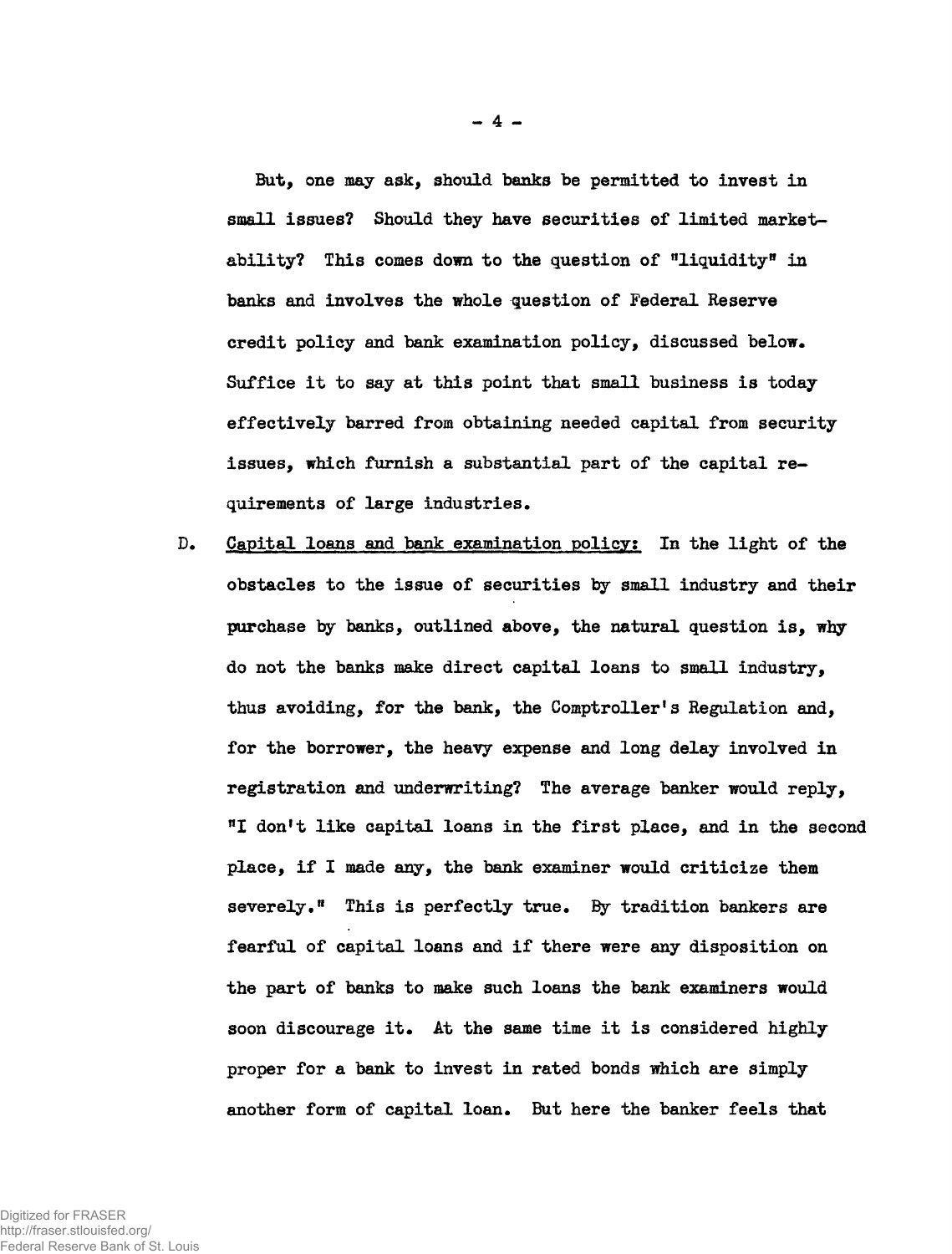But, one may ask, should banks be permitted to invest in small issues? Should they have securities of limited marketability? This comes down to the question of "liquidity" in banks and involves the whole question of Federal Reserve credit policy and bank examination policy, discussed below. Suffice it to say at this point that small business is today effectively barred from obtaining needed capital from security issues, which furnish a substantial part of the capital requirements of large industries.

D. <u>Capital loans and bank examination policy:</u> In the light of the obstacles to the issue of securities by small industry and their purchase by banks, outlined above, the natural question is, why do not the banks make direct capital loans to small industry, thus avoiding, for the bank, the Comptroller's Regulation and, for the borrower, the heavy expense and long delay involved in registration and underwriting? The average banker would reply, "I don't like capital loans in the first place, and in the second place, if I made any, the bank examiner would criticize them severely." This is perfectly true. By tradition bankers are fearful of capital loans and if there were any disposition on the part of banks to make such loans the bank examiners would soon discourage it. At the same time it is considered highly proper for a bank to invest in rated bonds which are simply another form of capital loan. But here the banker feels that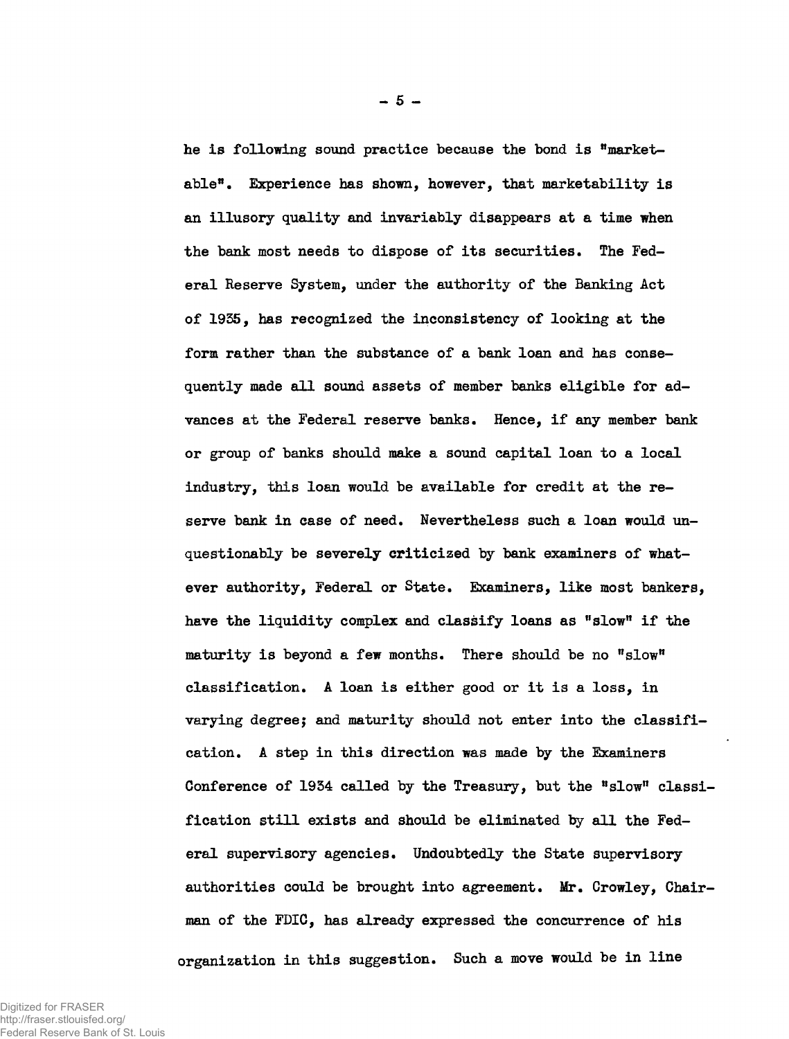he is following sound practice because the bond is "marketable". Experience has shown, however, that marketability is an illusory quality and invariably disappears at a time when the bank most needs to dispose of its securities. The Federal Reserve System, under the authority of the Banking Act of 1935, has recognized the inconsistency of looking at the form rather than the substance of a bank loan and has consequently made all sound assets of member banks eligible for advances at the Federal reserve banks. Hence, if any member bank or group of banks should make a sound capital loan to a local industry, this loan would be available for credit at the reserve bank in case of need. Nevertheless such a loan would unquestionably be severely criticized by bank examiners of whatever authority, Federal or State. Examiners, like most bankers, have the liquidity complex and classify loans as "slow" if the maturity is beyond a few months. There should be no "slow" classification. A loan is either good or it is a loss, in varying degree; and maturity should not enter into the classification. A step in this direction was made by the Examiners Conference of 1934 called by the Treasury, but the "slow" classification still exists and should be eliminated by all the Federal supervisory agencies. Undoubtedly the State supervisory authorities could be brought into agreement. Mr. Crowley, Chairman of the FDIC, has already expressed the concurrence of his organization in this suggestion. Such a move would be in line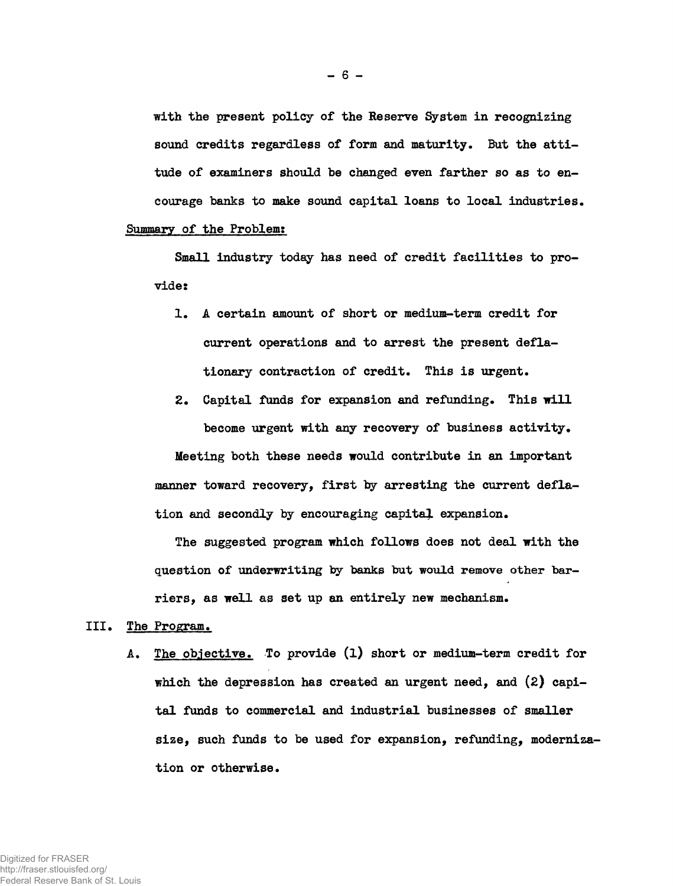with the present policy of the Reserve System in recognizing sound credits regardless of form and maturity. But the attitude of examiners should be changed even farther so as to encourage banks to make sound capital loans to local industries.

Summary of the Problem:

Small industry today has need of credit facilities to provide:

1. A certain amount of short or medium-term credit for current operations and to arrest the present deflationary contraction of credit. This is urgent.
2. Capital funds for expansion and refunding. This will become urgent with any recovery of business activity.

Meeting both these needs would contribute in an important manner toward recovery, first by arresting the current deflation and secondly by encouraging capital expansion.

The suggested program which follows does not deal with the question of underwriting by banks but would remove other barriers, as well as set up an entirely new mechanism.

## III. The Program.

A. The objective. To provide (1) short or medium-term credit for which the depression has created an urgent need, and (2) capital funds to commercial and industrial businesses of smaller size, such funds to be used for expansion, refunding, modernization or otherwise.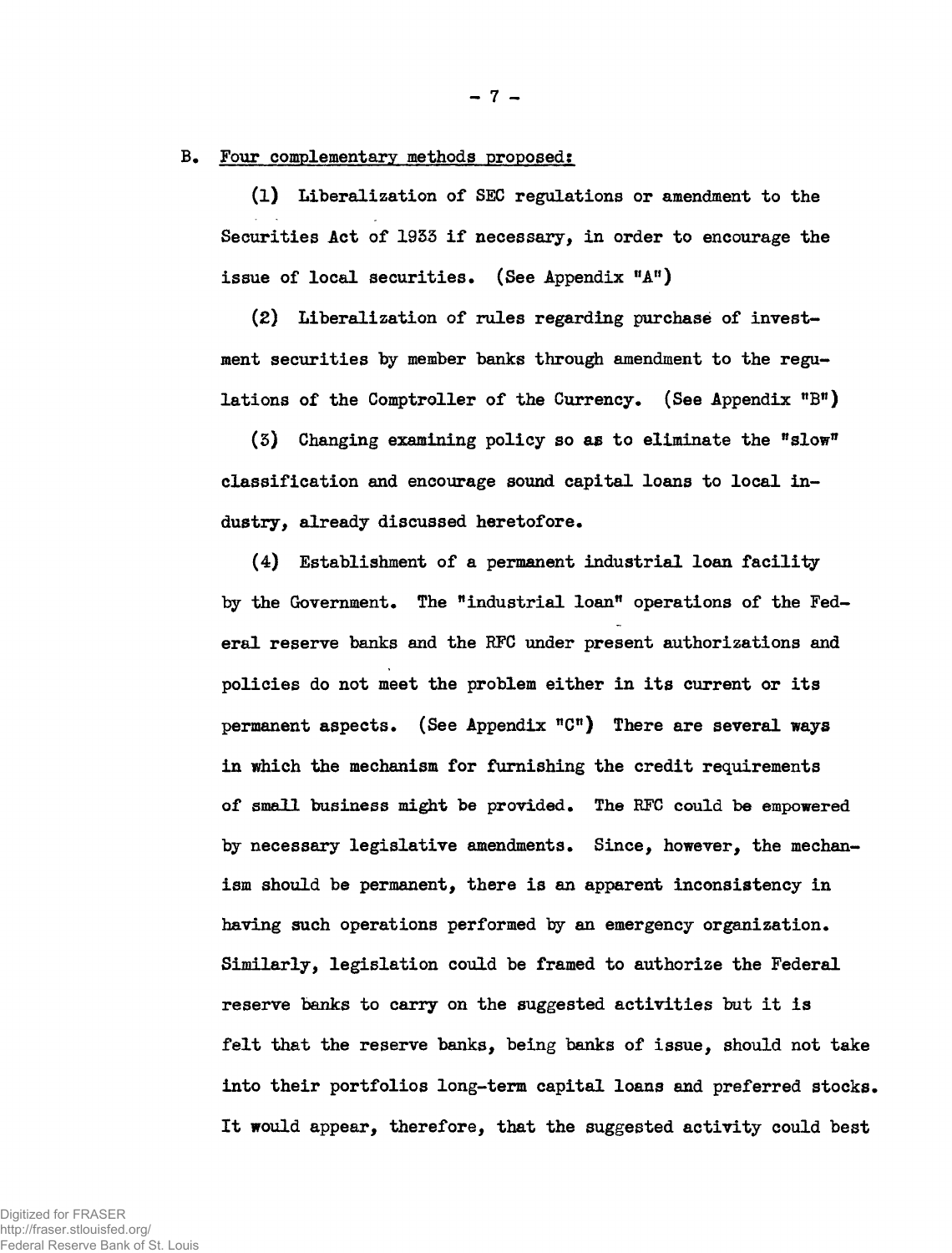B. Four complementary methods proposed:

(1) Liberalization of SEC regulations or amendment to the Securities Act of 1933 if necessary, in order to encourage the issue of local securities. (See Appendix "A")

(2) Liberalization of rules regarding purchase of investment securities by member banks through amendment to the regulations of the Comptroller of the Currency. (See Appendix "B")

(3) Changing examining policy so as to eliminate the "slow" classification and encourage sound capital loans to local industry, already discussed heretofore.

(4) Establishment of a permanent industrial loan facility by the Government. The "industrial loan" operations of the Federal reserve banks and the RFC under present authorizations and policies do not meet the problem either in its current or its permanent aspects. (See Appendix "C") There are several ways in which the mechanism for furnishing the credit requirements of small business might be provided. The RFC could be empowered by necessary legislative amendments. Since, however, the mechanism should be permanent, there is an apparent inconsistency in having such operations performed by an emergency organization. Similarly, legislation could be framed to authorize the Federal reserve banks to carry on the suggested activities but it is felt that the reserve banks, being banks of issue, should not take into their portfolios long-term capital loans and preferred stocks. It would appear, therefore, that the suggested activity could best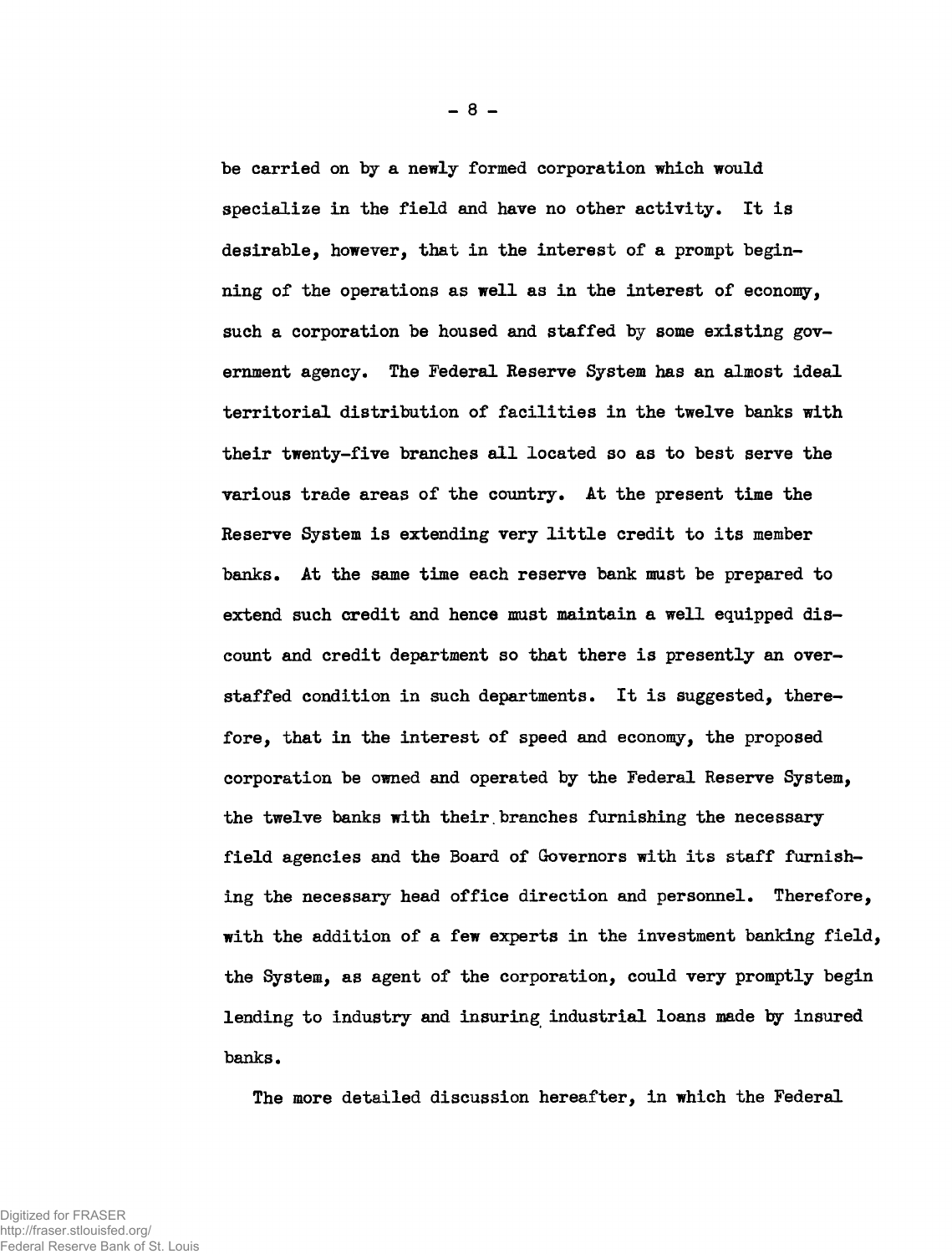be carried on by a newly formed corporation which would specialize in the field and have no other activity. It is desirable, however, that in the interest of a prompt beginning of the operations as well as in the interest of economy, such a corporation be housed and staffed by some existing government agency. The Federal Reserve System has an almost ideal territorial distribution of facilities in the twelve banks with their twenty-five branches all located so as to best serve the various trade areas of the country. At the present time the Reserve System is extending very little credit to its member banks. At the same time each reserve bank must be prepared to extend such credit and hence must maintain a well equipped discount and credit department so that there is presently an overstaffed condition in such departments. It is suggested, therefore, that in the interest of speed and economy, the proposed corporation be owned and operated by the Federal Reserve System, the twelve banks with their branches furnishing the necessary field agencies and the Board of Governors with its staff furnishing the necessary head office direction and personnel. Therefore, with the addition of a few experts in the investment banking field, the System, as agent of the corporation, could very promptly begin lending to industry and insuring industrial loans made by insured banks.

The more detailed discussion hereafter, in which the Federal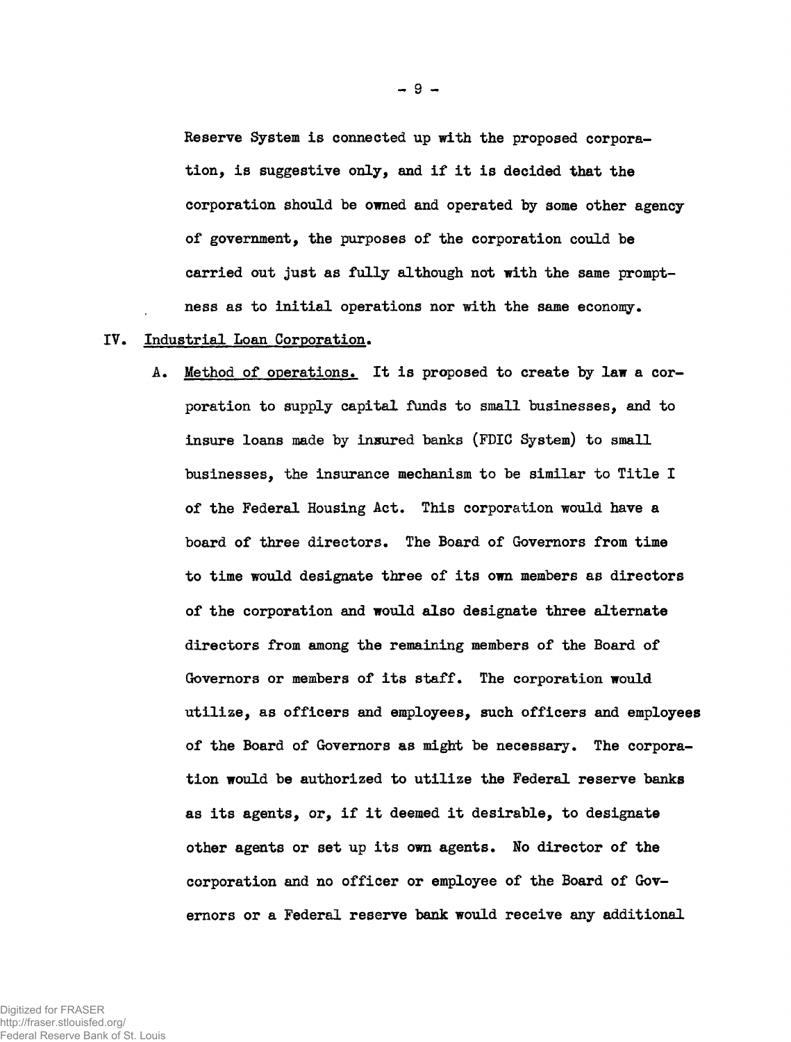Reserve System is connected up with the proposed corporation, is suggestive only, and if it is decided that the corporation should be owned and operated by some other agency of government, the purposes of the corporation could be carried out just as fully although not with the same promptness as to initial operations nor with the same economy.

IV. Industrial Loan Corporation.

A. Method of operations. It is proposed to create by law a corporation to supply capital funds to small businesses, and to insure loans made by insured banks (FDIC System) to small businesses, the insurance mechanism to be similar to Title I of the Federal Housing Act. This corporation would have a board of three directors. The Board of Governors from time to time would designate three of its own members as directors of the corporation and would also designate three alternate directors from among the remaining members of the Board of Governors or members of its staff. The corporation would utilize, as officers and employees, such officers and employees of the Board of Governors as might be necessary. The corporation would be authorized to utilize the Federal reserve banks as its agents, or, if it deemed it desirable, to designate other agents or set up its own agents. No director of the corporation and no officer or employee of the Board of Governors or a Federal reserve bank would receive any additional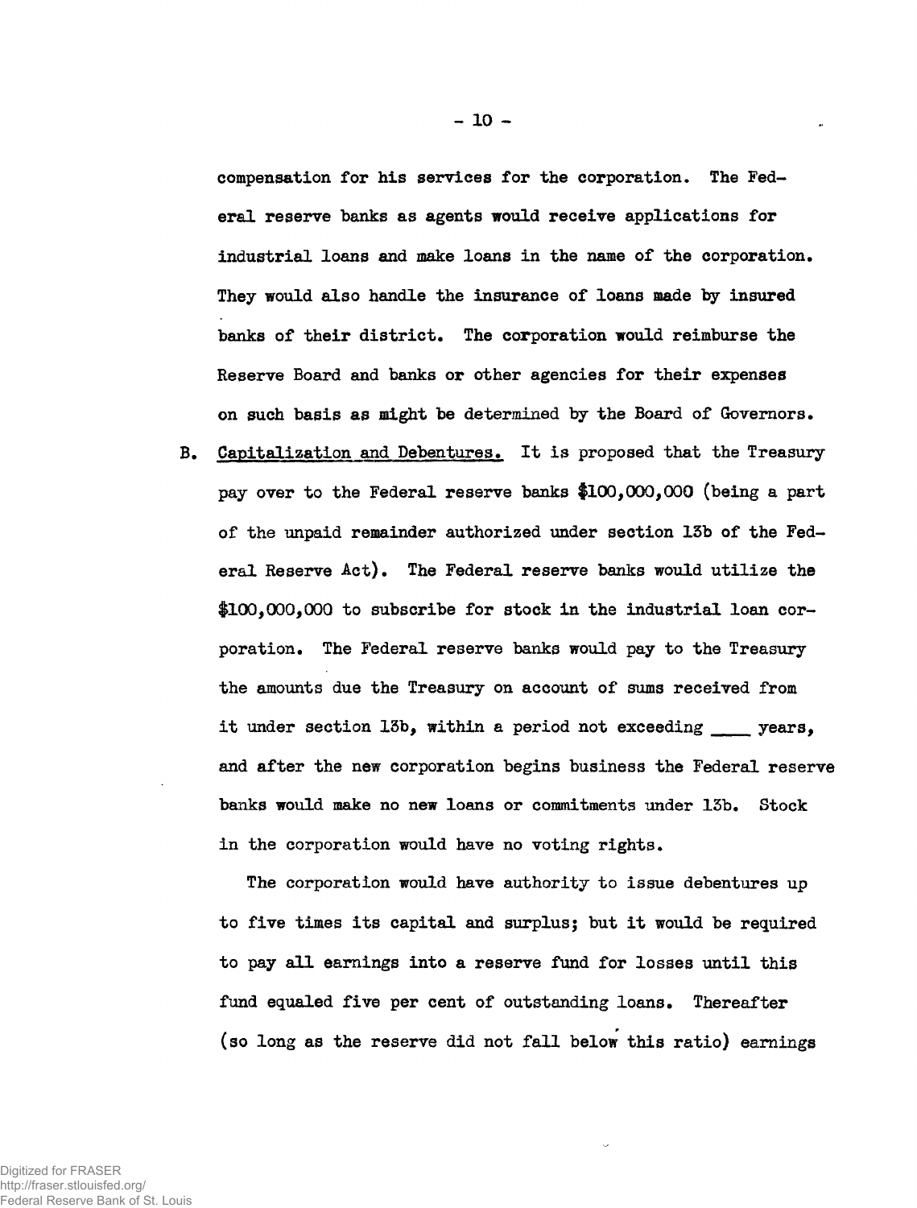compensation for his services for the corporation. The Federal reserve banks as agents would receive applications for industrial loans and make loans in the name of the corporation. They would also handle the insurance of loans made by insured banks of their district. The corporation would reimburse the Reserve Board and banks or other agencies for their expenses on such basis as might be determined by the Board of Governors.

B. Capitalization and Debentures. It is proposed that the Treasury pay over to the Federal reserve banks $100,000,000 (being a part of the unpaid remainder authorized under section 13b of the Federal Reserve Act). The Federal reserve banks would utilize the $100,000,000 to subscribe for stock in the industrial loan corporation. The Federal reserve banks would pay to the Treasury the amounts due the Treasury on account of sums received from it under section 13b, within a period not exceeding ____ years, and after the new corporation begins business the Federal reserve banks would make no new loans or commitments under 13b. Stock in the corporation would have no voting rights.

The corporation would have authority to issue debentures up to five times its capital and surplus; but it would be required to pay all earnings into a reserve fund for losses until this fund equaled five per cent of outstanding loans. Thereafter (so long as the reserve did not fall below this ratio) earnings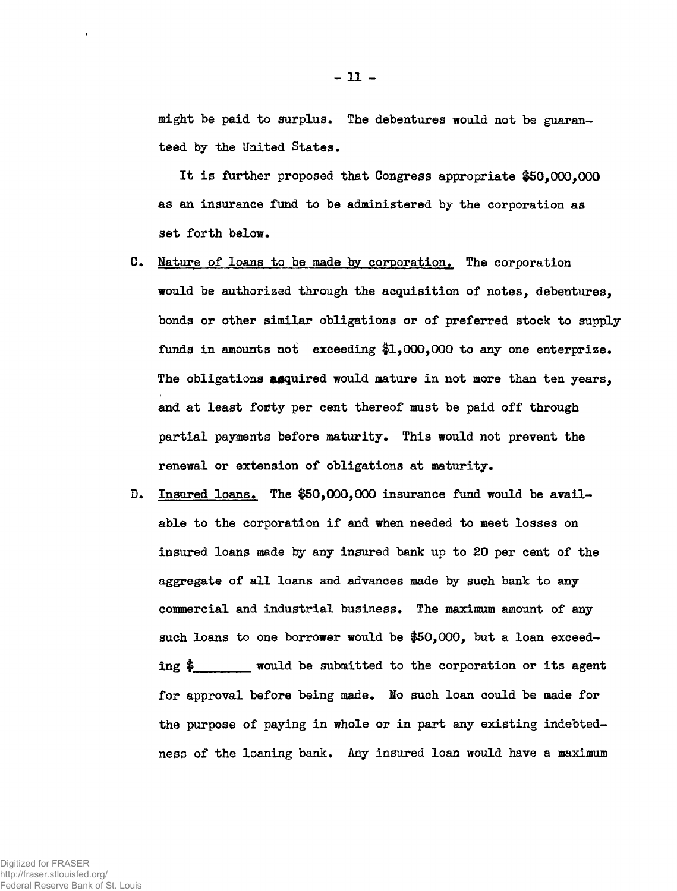might be paid to surplus. The debentures would not be guaranteed by the United States.

It is further proposed that Congress appropriate $50,000,000 as an insurance fund to be administered by the corporation as set forth below.

C. Nature of loans to be made by corporation. The corporation would be authorized through the acquisition of notes, debentures, bonds or other similar obligations or of preferred stock to supply funds in amounts not exceeding $1,000,000 to any one enterprize. The obligations acquired would mature in not more than ten years, and at least forty per cent thereof must be paid off through partial payments before maturity. This would not prevent the renewal or extension of obligations at maturity.

D. Insured loans. The $50,000,000 insurance fund would be available to the corporation if and when needed to meet losses on insured loans made by any insured bank up to 20 per cent of the aggregate of all loans and advances made by such bank to any commercial and industrial business. The maximum amount of any such loans to one borrower would be $50,000, but a loan exceeding $_______ would be submitted to the corporation or its agent for approval before being made. No such loan could be made for the purpose of paying in whole or in part any existing indebtedness of the loaning bank. Any insured loan would have a maximum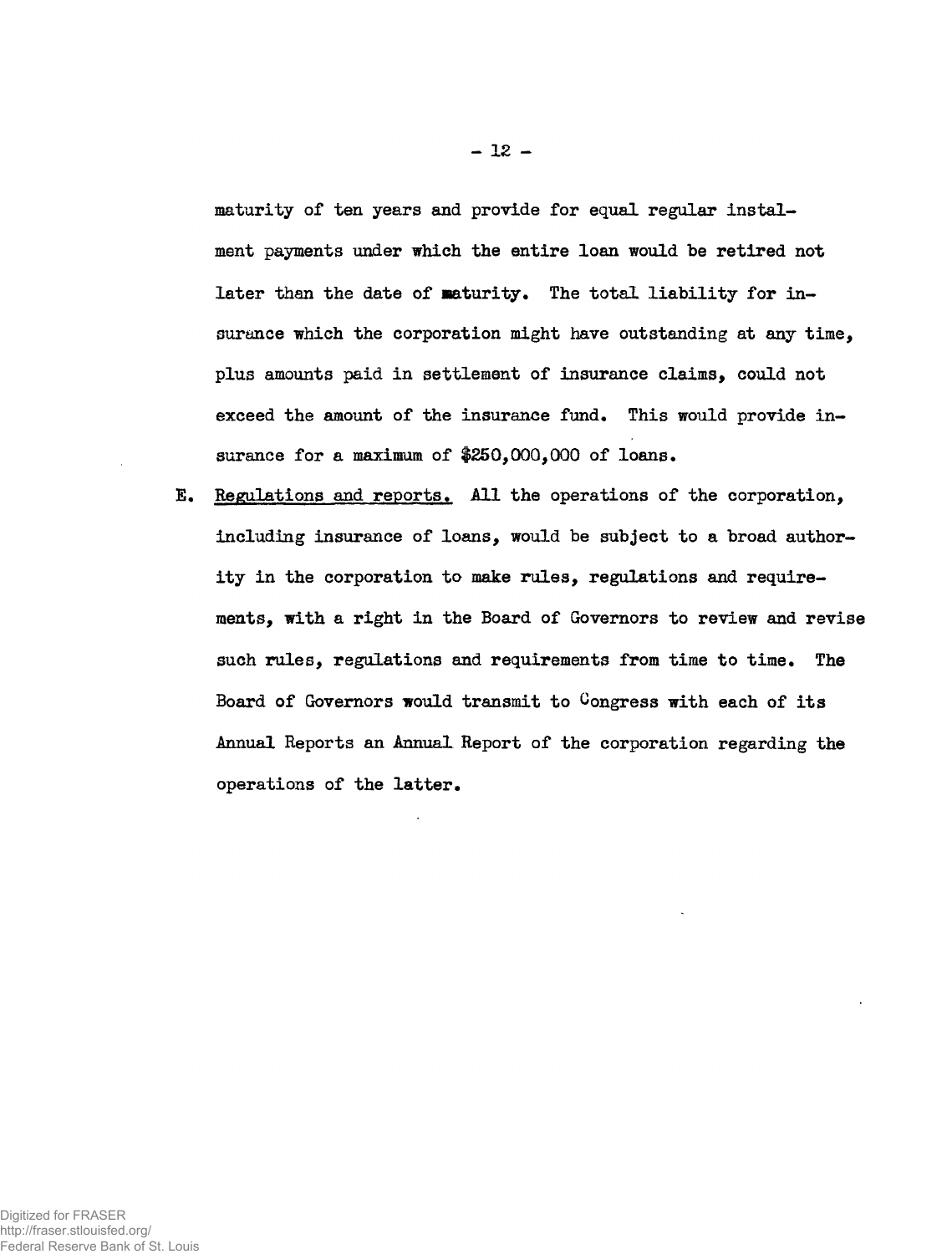maturity of ten years and provide for equal regular instalment payments under which the entire loan would be retired not later than the date of maturity. The total liability for insurance which the corporation might have outstanding at any time, plus amounts paid in settlement of insurance claims, could not exceed the amount of the insurance fund. This would provide insurance for a maximum of $250,000,000 of loans.

E. Regulations and reports. All the operations of the corporation, including insurance of loans, would be subject to a broad authority in the corporation to make rules, regulations and requirements, with a right in the Board of Governors to review and revise such rules, regulations and requirements from time to time. The Board of Governors would transmit to Congress with each of its Annual Reports an Annual Report of the corporation regarding the operations of the latter.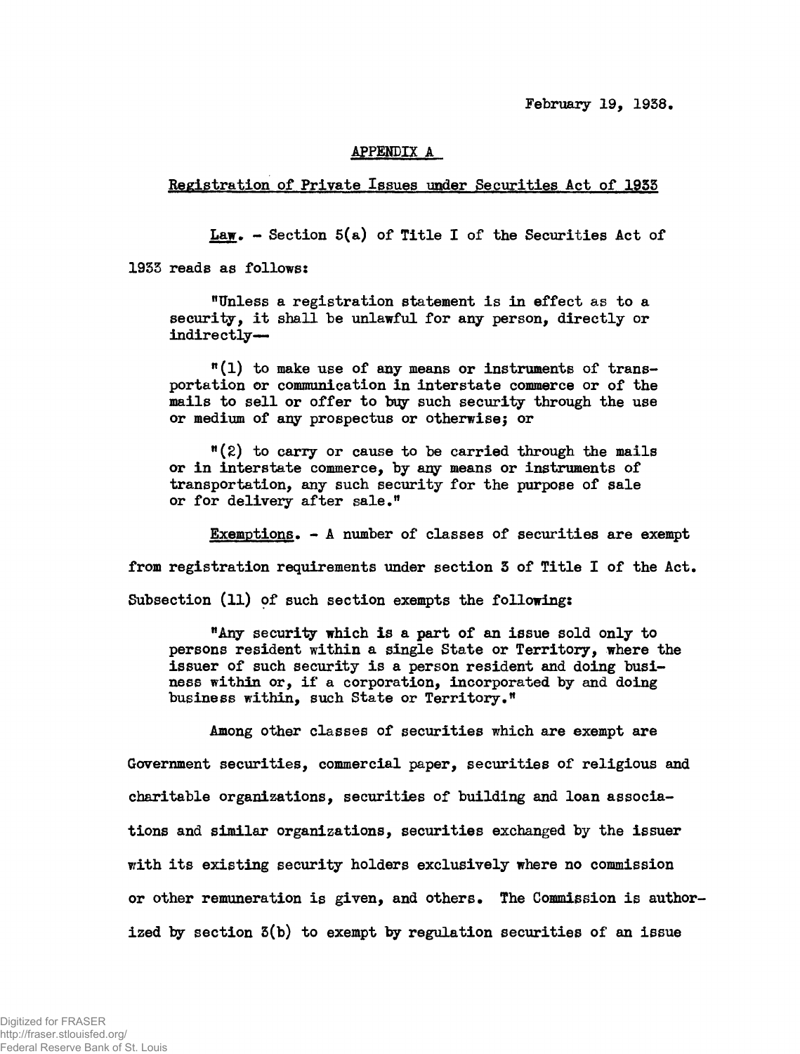February 19, 1938.

## APPENDIX A

### Registration of Private Issues under Securities Act of 1933

**Law.** - Section 5(a) of Title I of the Securities Act of 1933 reads as follows:

> "Unless a registration statement is in effect as to a security, it shall be unlawful for any person, directly or indirectly—
>
> "(1) to make use of any means or instruments of transportation or communication in interstate commerce or of the mails to sell or offer to buy such security through the use or medium of any prospectus or otherwise; or
>
> "(2) to carry or cause to be carried through the mails or in interstate commerce, by any means or instruments of transportation, any such security for the purpose of sale or for delivery after sale."

**Exemptions.** - A number of classes of securities are exempt from registration requirements under section 3 of Title I of the Act. Subsection (11) of such section exempts the following:

> "Any security which is a part of an issue sold only to persons resident within a single State or Territory, where the issuer of such security is a person resident and doing business within or, if a corporation, incorporated by and doing business within, such State or Territory."

Among other classes of securities which are exempt are Government securities, commercial paper, securities of religious and charitable organizations, securities of building and loan associations and similar organizations, securities exchanged by the issuer with its existing security holders exclusively where no commission or other remuneration is given, and others. The Commission is authorized by section 3(b) to exempt by regulation securities of an issue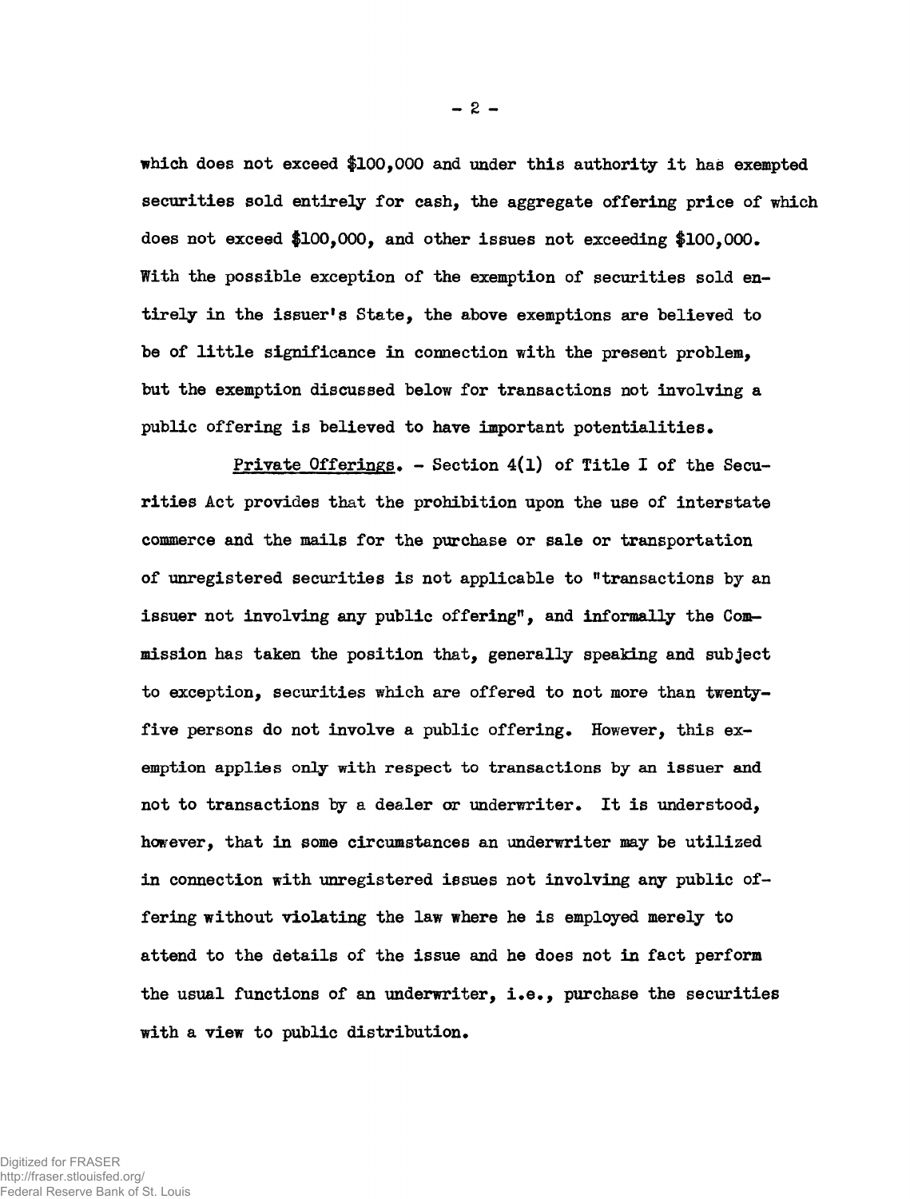which does not exceed $100,000 and under this authority it has exempted securities sold entirely for cash, the aggregate offering price of which does not exceed $100,000, and other issues not exceeding $100,000. With the possible exception of the exemption of securities sold entirely in the issuer's State, the above exemptions are believed to be of little significance in connection with the present problem, but the exemption discussed below for transactions not involving a public offering is believed to have important potentialities.

<u>Private Offerings</u>. - Section 4(1) of Title I of the Securities Act provides that the prohibition upon the use of interstate commerce and the mails for the purchase or sale or transportation of unregistered securities is not applicable to "transactions by an issuer not involving any public offering", and informally the Commission has taken the position that, generally speaking and subject to exception, securities which are offered to not more than twenty-five persons do not involve a public offering. However, this exemption applies only with respect to transactions by an issuer and not to transactions by a dealer or underwriter. It is understood, however, that in some circumstances an underwriter may be utilized in connection with unregistered issues not involving any public offering without violating the law where he is employed merely to attend to the details of the issue and he does not in fact perform the usual functions of an underwriter, i.e., purchase the securities with a view to public distribution.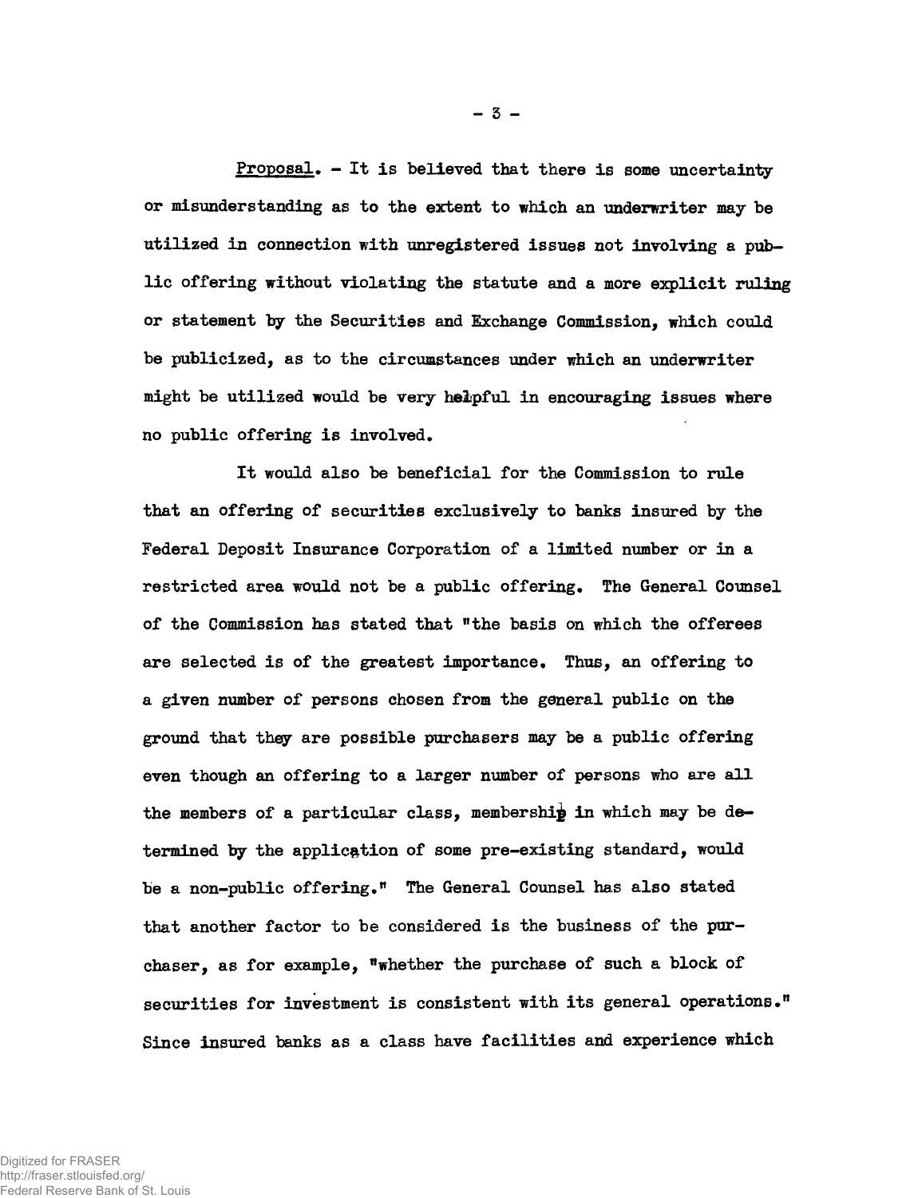_Proposal_. - It is believed that there is some uncertainty or misunderstanding as to the extent to which an underwriter may be utilized in connection with unregistered issues not involving a public offering without violating the statute and a more explicit ruling or statement by the Securities and Exchange Commission, which could be publicized, as to the circumstances under which an underwriter might be utilized would be very helpful in encouraging issues where no public offering is involved.

It would also be beneficial for the Commission to rule that an offering of securities exclusively to banks insured by the Federal Deposit Insurance Corporation of a limited number or in a restricted area would not be a public offering. The General Counsel of the Commission has stated that "the basis on which the offerees are selected is of the greatest importance. Thus, an offering to a given number of persons chosen from the general public on the ground that they are possible purchasers may be a public offering even though an offering to a larger number of persons who are all the members of a particular class, membership in which may be determined by the application of some pre-existing standard, would be a non-public offering." The General Counsel has also stated that another factor to be considered is the business of the purchaser, as for example, "whether the purchase of such a block of securities for investment is consistent with its general operations." Since insured banks as a class have facilities and experience which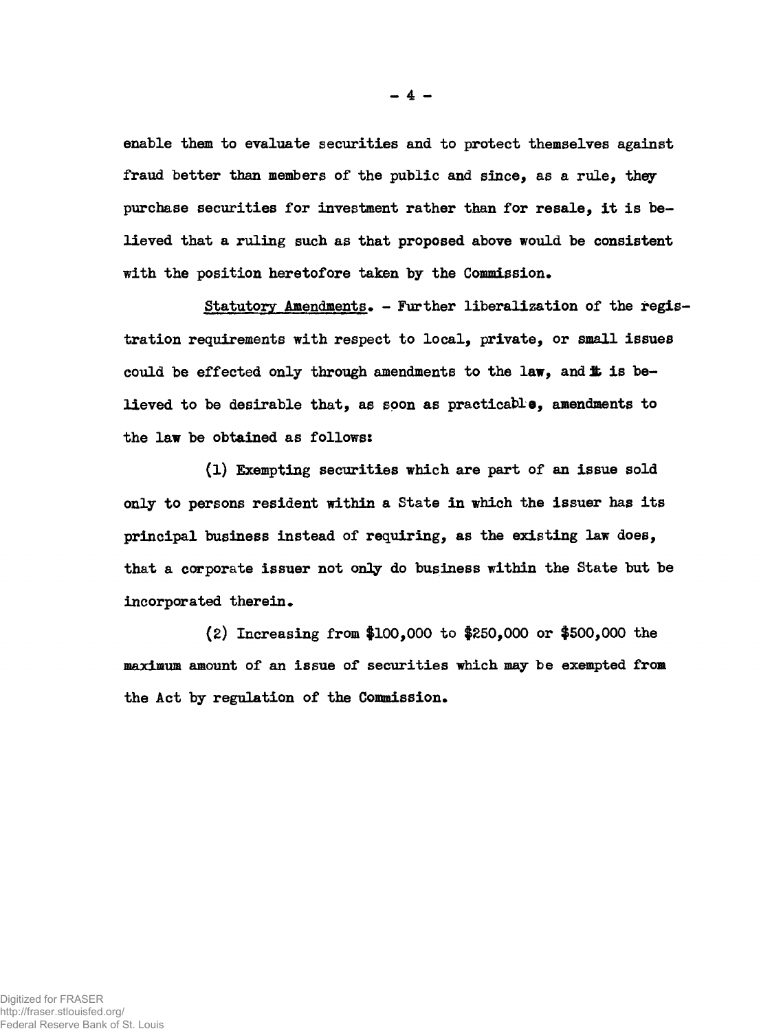enable them to evaluate securities and to protect themselves against fraud better than members of the public and since, as a rule, they purchase securities for investment rather than for resale, it is believed that a ruling such as that proposed above would be consistent with the position heretofore taken by the Commission.

Statutory Amendments. - Further liberalization of the registration requirements with respect to local, private, or small issues could be effected only through amendments to the law, and it is believed to be desirable that, as soon as practicable, amendments to the law be obtained as follows:

(1) Exempting securities which are part of an issue sold only to persons resident within a State in which the issuer has its principal business instead of requiring, as the existing law does, that a corporate issuer not only do business within the State but be incorporated therein.

(2) Increasing from $100,000 to $250,000 or $500,000 the maximum amount of an issue of securities which may be exempted from the Act by regulation of the Commission.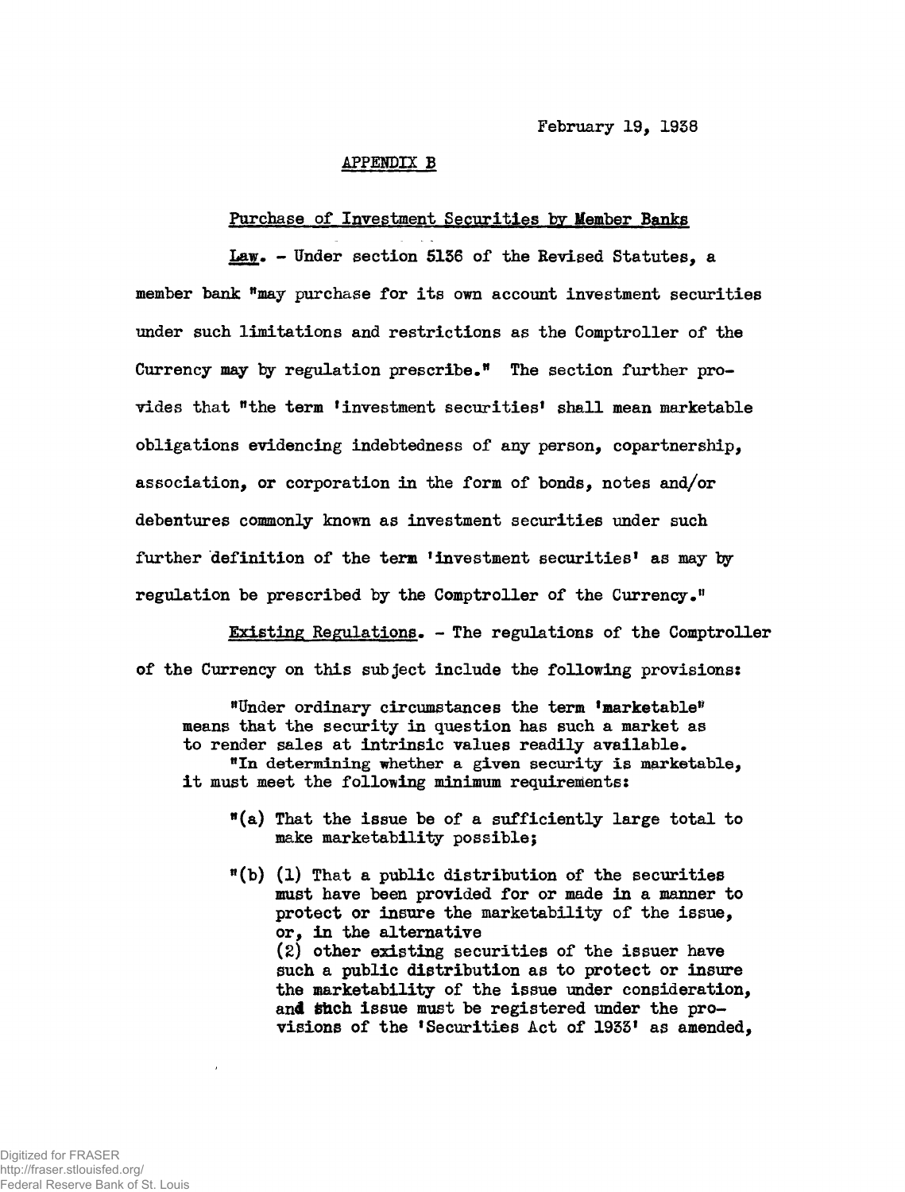February 19, 1938

## APPENDIX B

### Purchase of Investment Securities by Member Banks

Law. - Under section 5136 of the Revised Statutes, a member bank "may purchase for its own account investment securities under such limitations and restrictions as the Comptroller of the Currency may by regulation prescribe." The section further provides that "the term 'investment securities' shall mean marketable obligations evidencing indebtedness of any person, copartnership, association, or corporation in the form of bonds, notes and/or debentures commonly known as investment securities under such further definition of the term 'investment securities' as may by regulation be prescribed by the Comptroller of the Currency."

Existing Regulations. - The regulations of the Comptroller of the Currency on this subject include the following provisions:

> "Under ordinary circumstances the term 'marketable" means that the security in question has such a market as to render sales at intrinsic values readily available.
>
> "In determining whether a given security is marketable, it must meet the following minimum requirements:
>
> "(a) That the issue be of a sufficiently large total to make marketability possible;
>
> "(b) (1) That a public distribution of the securities must have been provided for or made in a manner to protect or insure the marketability of the issue, or, in the alternative
> (2) other existing securities of the issuer have such a public distribution as to protect or insure the marketability of the issue under consideration, and such issue must be registered under the provisions of the 'Securities Act of 1933' as amended,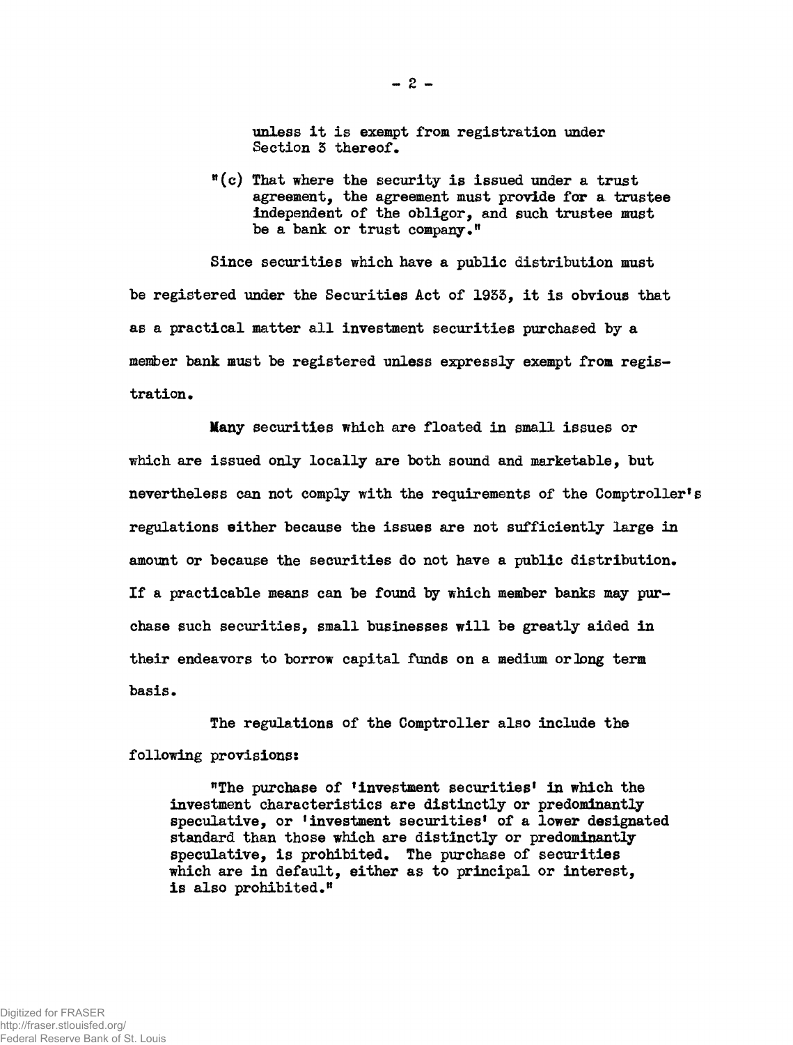unless it is exempt from registration under Section 3 thereof.

"(c) That where the security is issued under a trust agreement, the agreement must provide for a trustee independent of the obligor, and such trustee must be a bank or trust company."

Since securities which have a public distribution must be registered under the Securities Act of 1933, it is obvious that as a practical matter all investment securities purchased by a member bank must be registered unless expressly exempt from registration.

Many securities which are floated in small issues or which are issued only locally are both sound and marketable, but nevertheless can not comply with the requirements of the Comptroller's regulations either because the issues are not sufficiently large in amount or because the securities do not have a public distribution. If a practicable means can be found by which member banks may purchase such securities, small businesses will be greatly aided in their endeavors to borrow capital funds on a medium or long term basis.

The regulations of the Comptroller also include the following provisions:

> "The purchase of 'investment securities' in which the investment characteristics are distinctly or predominantly speculative, or 'investment securities' of a lower designated standard than those which are distinctly or predominantly speculative, is prohibited. The purchase of securities which are in default, either as to principal or interest, is also prohibited."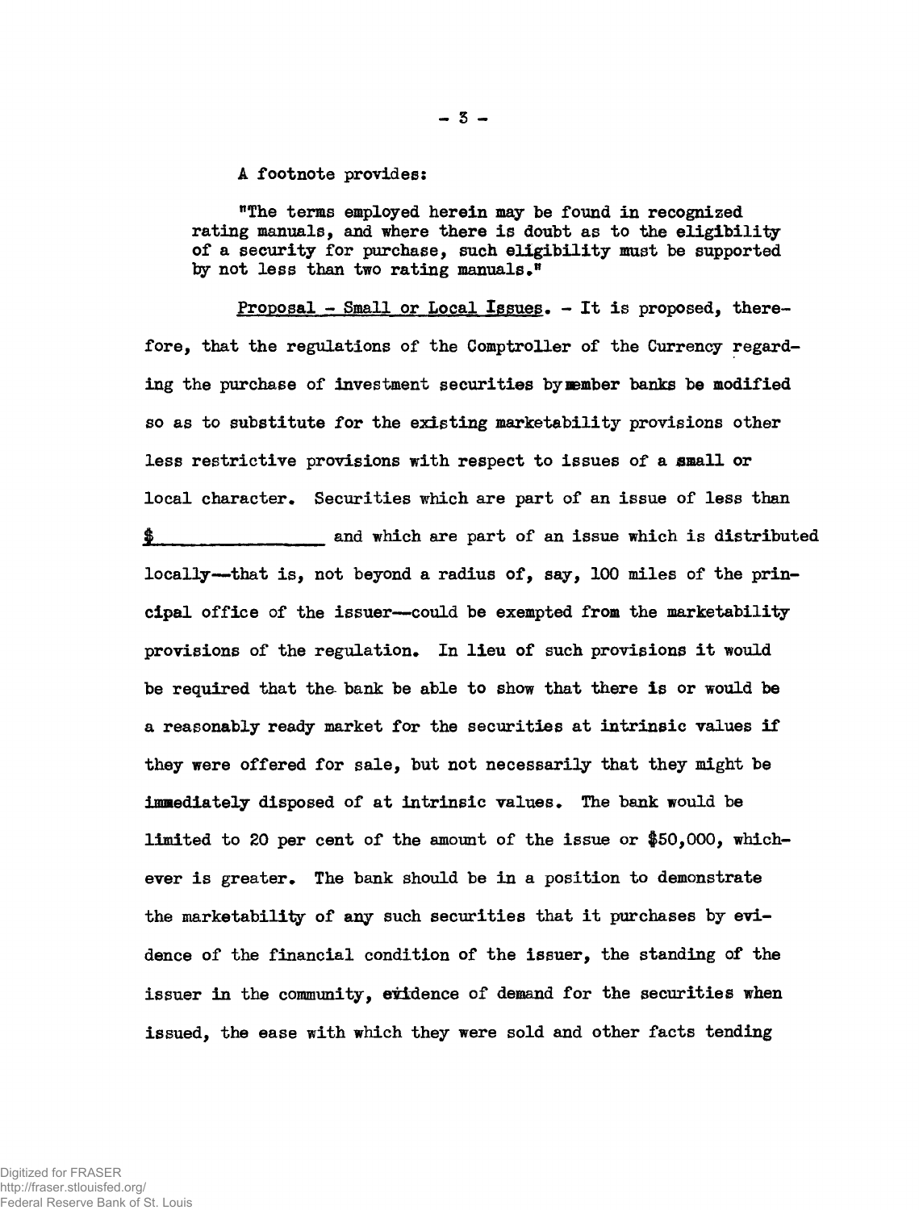A footnote provides:

> "The terms employed herein may be found in recognized rating manuals, and where there is doubt as to the eligibility of a security for purchase, such eligibility must be supported by not less than two rating manuals."

Proposal - Small or Local Issues. - It is proposed, therefore, that the regulations of the Comptroller of the Currency regarding the purchase of investment securities by member banks be modified so as to substitute for the existing marketability provisions other less restrictive provisions with respect to issues of a small or local character. Securities which are part of an issue of less than $\_\_\_\_\_\_\_\_\_\_\_\_\_\_ and which are part of an issue which is distributed locally--that is, not beyond a radius of, say, 100 miles of the principal office of the issuer--could be exempted from the marketability provisions of the regulation. In lieu of such provisions it would be required that the bank be able to show that there is or would be a reasonably ready market for the securities at intrinsic values if they were offered for sale, but not necessarily that they might be immediately disposed of at intrinsic values. The bank would be limited to 20 per cent of the amount of the issue or $50,000, whichever is greater. The bank should be in a position to demonstrate the marketability of any such securities that it purchases by evidence of the financial condition of the issuer, the standing of the issuer in the community, evidence of demand for the securities when issued, the ease with which they were sold and other facts tending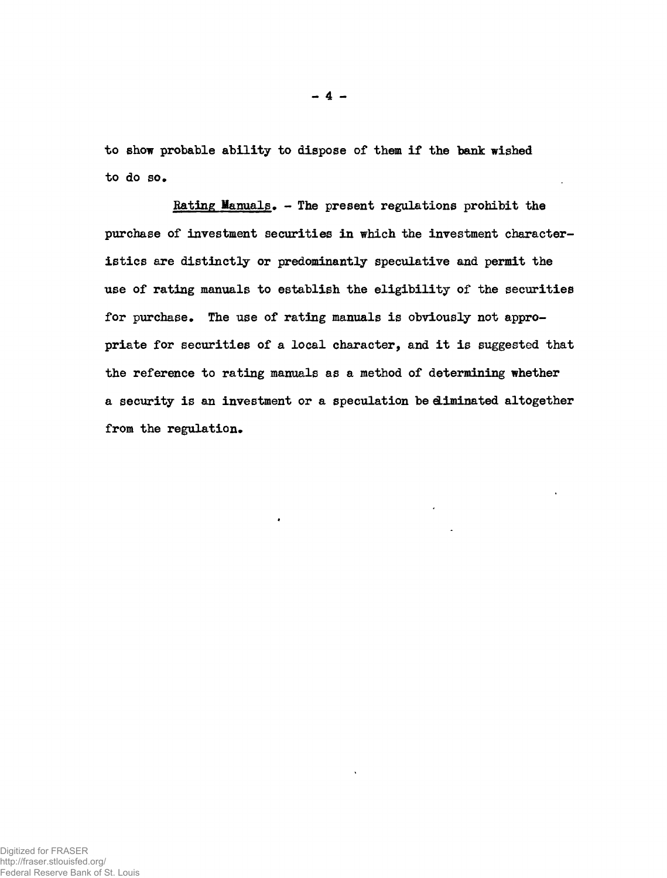to show probable ability to dispose of them if the bank wished to do so.

<u>Rating Manuals</u>. - The present regulations prohibit the purchase of investment securities in which the investment characteristics are distinctly or predominantly speculative and permit the use of rating manuals to establish the eligibility of the securities for purchase. The use of rating manuals is obviously not appropriate for securities of a local character, and it is suggested that the reference to rating manuals as a method of determining whether a security is an investment or a speculation be eliminated altogether from the regulation.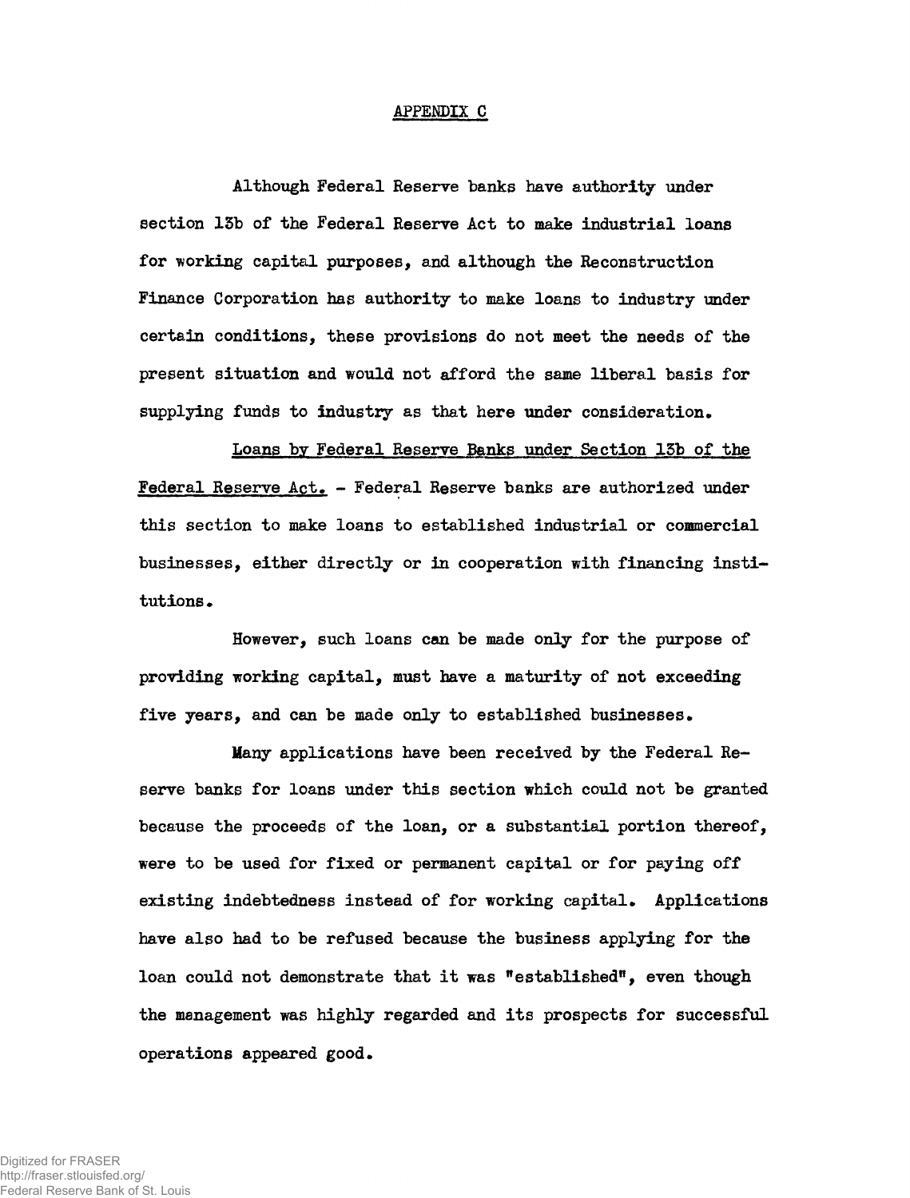## APPENDIX C

Although Federal Reserve banks have authority under section 13b of the Federal Reserve Act to make industrial loans for working capital purposes, and although the Reconstruction Finance Corporation has authority to make loans to industry under certain conditions, these provisions do not meet the needs of the present situation and would not afford the same liberal basis for supplying funds to industry as that here under consideration.

Loans by Federal Reserve Banks under Section 13b of the Federal Reserve Act. - Federal Reserve banks are authorized under this section to make loans to established industrial or commercial businesses, either directly or in cooperation with financing institutions.

However, such loans can be made only for the purpose of providing working capital, must have a maturity of not exceeding five years, and can be made only to established businesses.

Many applications have been received by the Federal Reserve banks for loans under this section which could not be granted because the proceeds of the loan, or a substantial portion thereof, were to be used for fixed or permanent capital or for paying off existing indebtedness instead of for working capital. Applications have also had to be refused because the business applying for the loan could not demonstrate that it was "established", even though the management was highly regarded and its prospects for successful operations appeared good.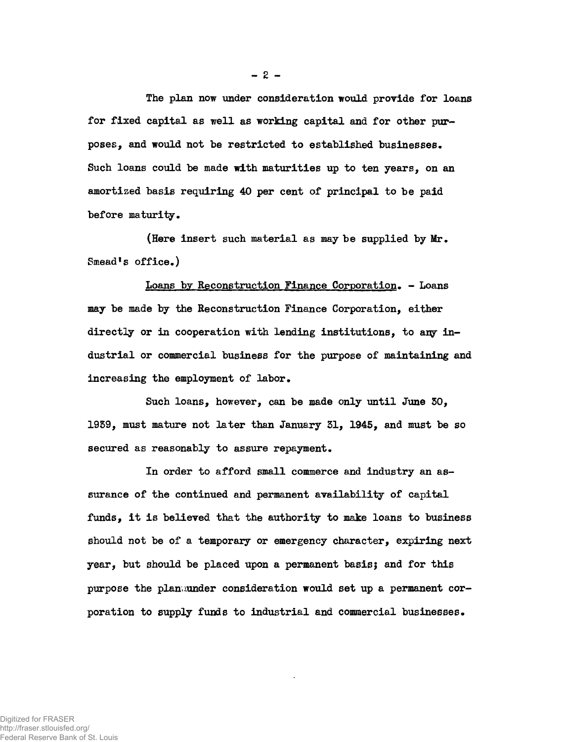The plan now under consideration would provide for loans for fixed capital as well as working capital and for other purposes, and would not be restricted to established businesses. Such loans could be made with maturities up to ten years, on an amortized basis requiring 40 per cent of principal to be paid before maturity.

(Here insert such material as may be supplied by Mr. Smead's office.)

<u>Loans by Reconstruction Finance Corporation</u>. - Loans may be made by the Reconstruction Finance Corporation, either directly or in cooperation with lending institutions, to any industrial or commercial business for the purpose of maintaining and increasing the employment of labor.

Such loans, however, can be made only until June 30, 1939, must mature not later than January 31, 1945, and must be so secured as reasonably to assure repayment.

In order to afford small commerce and industry an assurance of the continued and permanent availability of capital funds, it is believed that the authority to make loans to business should not be of a temporary or emergency character, expiring next year, but should be placed upon a permanent basis; and for this purpose the plan under consideration would set up a permanent corporation to supply funds to industrial and commercial businesses.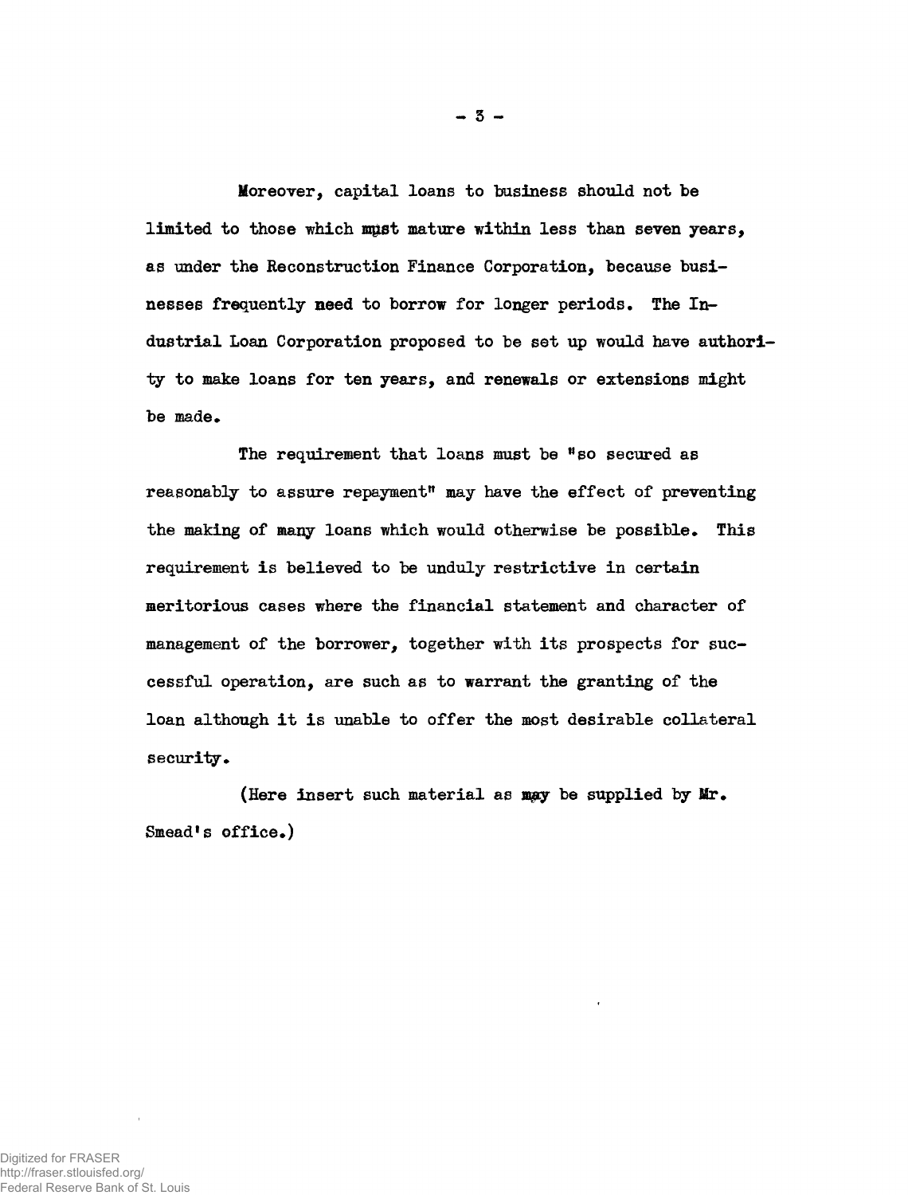Moreover, capital loans to business should not be limited to those which must mature within less than seven years, as under the Reconstruction Finance Corporation, because businesses frequently need to borrow for longer periods. The Industrial Loan Corporation proposed to be set up would have authority to make loans for ten years, and renewals or extensions might be made.

The requirement that loans must be "so secured as reasonably to assure repayment" may have the effect of preventing the making of many loans which would otherwise be possible. This requirement is believed to be unduly restrictive in certain meritorious cases where the financial statement and character of management of the borrower, together with its prospects for successful operation, are such as to warrant the granting of the loan although it is unable to offer the most desirable collateral security.

(Here insert such material as may be supplied by Mr. Smead's office.)